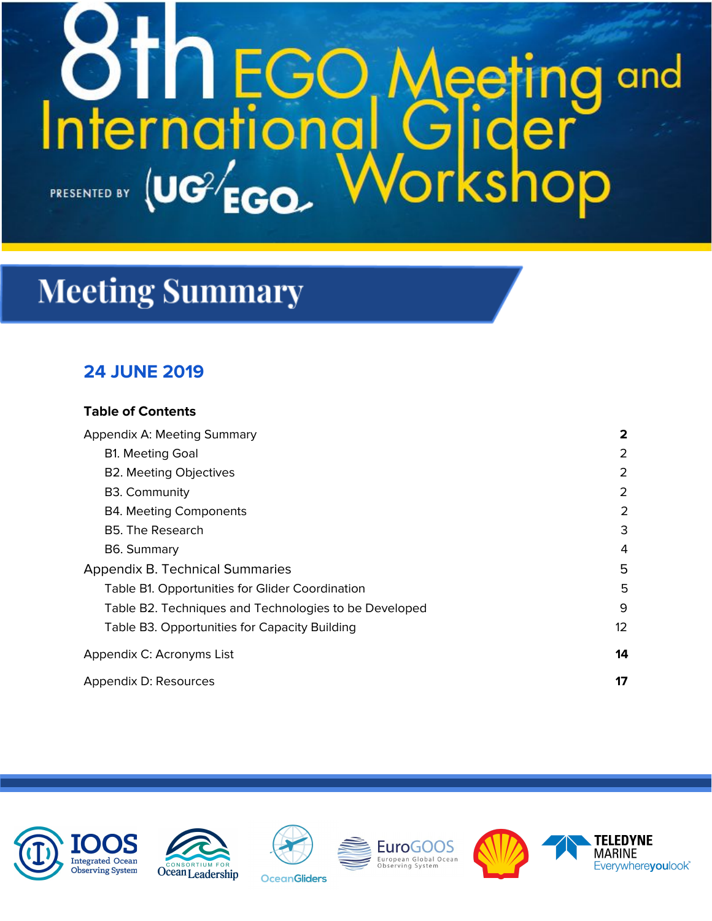# 8th EGO Meeting and International Glider Workshop

PRESENTED BY UG²/EGO

## Meeting Summary

### 24 JUNE 2019

**Table of Contents**

| | |
|---|---|
| Appendix A: Meeting Summary | **2** |
| B1. Meeting Goal | 2 |
| B2. Meeting Objectives | 2 |
| B3. Community | 2 |
| B4. Meeting Components | 2 |
| B5. The Research | 3 |
| B6. Summary | 4 |
| Appendix B. Technical Summaries | 5 |
| Table B1. Opportunities for Glider Coordination | 5 |
| Table B2. Techniques and Technologies to be Developed | 9 |
| Table B3. Opportunities for Capacity Building | 12 |
| Appendix C: Acronyms List | **14** |
| Appendix D: Resources | **17** |

IOOS Integrated Ocean Observing System · Consortium for Ocean Leadership · OceanGliders · EuroGOOS European Global Ocean Observing System · Shell · Teledyne Marine Everywhereyoulook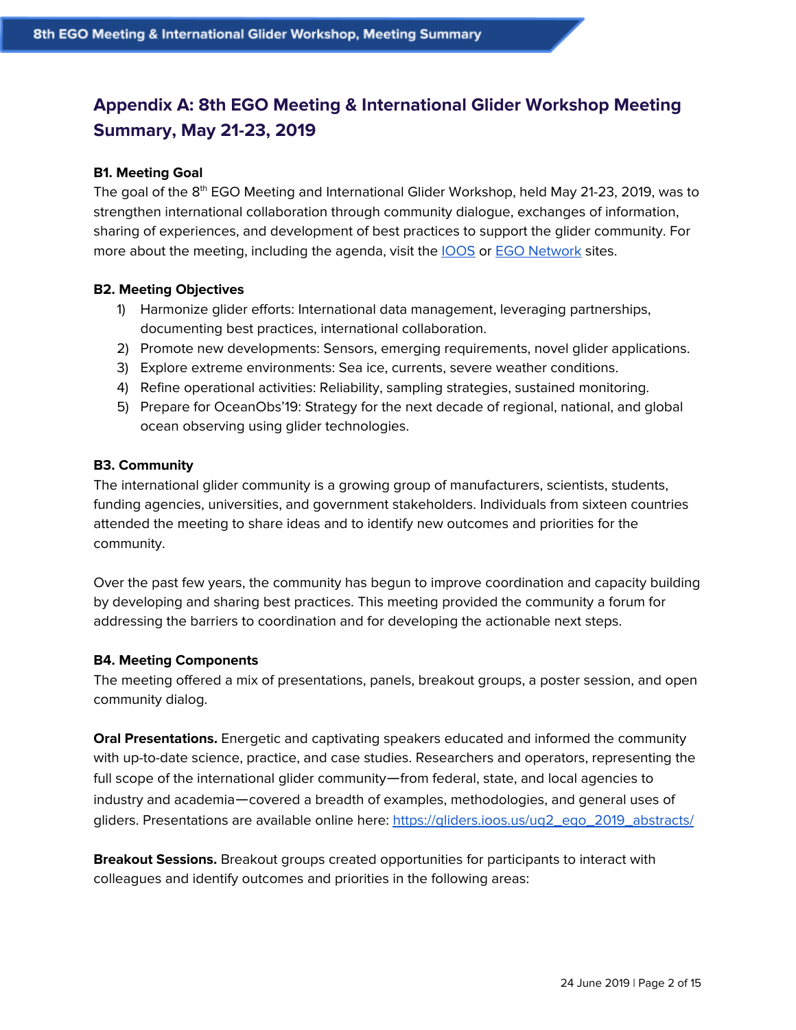## Appendix A: 8th EGO Meeting & International Glider Workshop Meeting Summary, May 21-23, 2019

**B1. Meeting Goal**

The goal of the 8th EGO Meeting and International Glider Workshop, held May 21-23, 2019, was to strengthen international collaboration through community dialogue, exchanges of information, sharing of experiences, and development of best practices to support the glider community. For more about the meeting, including the agenda, visit the IOOS or EGO Network sites.

**B2. Meeting Objectives**

1) Harmonize glider efforts: International data management, leveraging partnerships, documenting best practices, international collaboration.
2) Promote new developments: Sensors, emerging requirements, novel glider applications.
3) Explore extreme environments: Sea ice, currents, severe weather conditions.
4) Refine operational activities: Reliability, sampling strategies, sustained monitoring.
5) Prepare for OceanObs'19: Strategy for the next decade of regional, national, and global ocean observing using glider technologies.

**B3. Community**

The international glider community is a growing group of manufacturers, scientists, students, funding agencies, universities, and government stakeholders. Individuals from sixteen countries attended the meeting to share ideas and to identify new outcomes and priorities for the community.

Over the past few years, the community has begun to improve coordination and capacity building by developing and sharing best practices. This meeting provided the community a forum for addressing the barriers to coordination and for developing the actionable next steps.

**B4. Meeting Components**

The meeting offered a mix of presentations, panels, breakout groups, a poster session, and open community dialog.

**Oral Presentations.** Energetic and captivating speakers educated and informed the community with up-to-date science, practice, and case studies. Researchers and operators, representing the full scope of the international glider community—from federal, state, and local agencies to industry and academia—covered a breadth of examples, methodologies, and general uses of gliders. Presentations are available online here: https://gliders.ioos.us/ug2_ego_2019_abstracts/

**Breakout Sessions.** Breakout groups created opportunities for participants to interact with colleagues and identify outcomes and priorities in the following areas: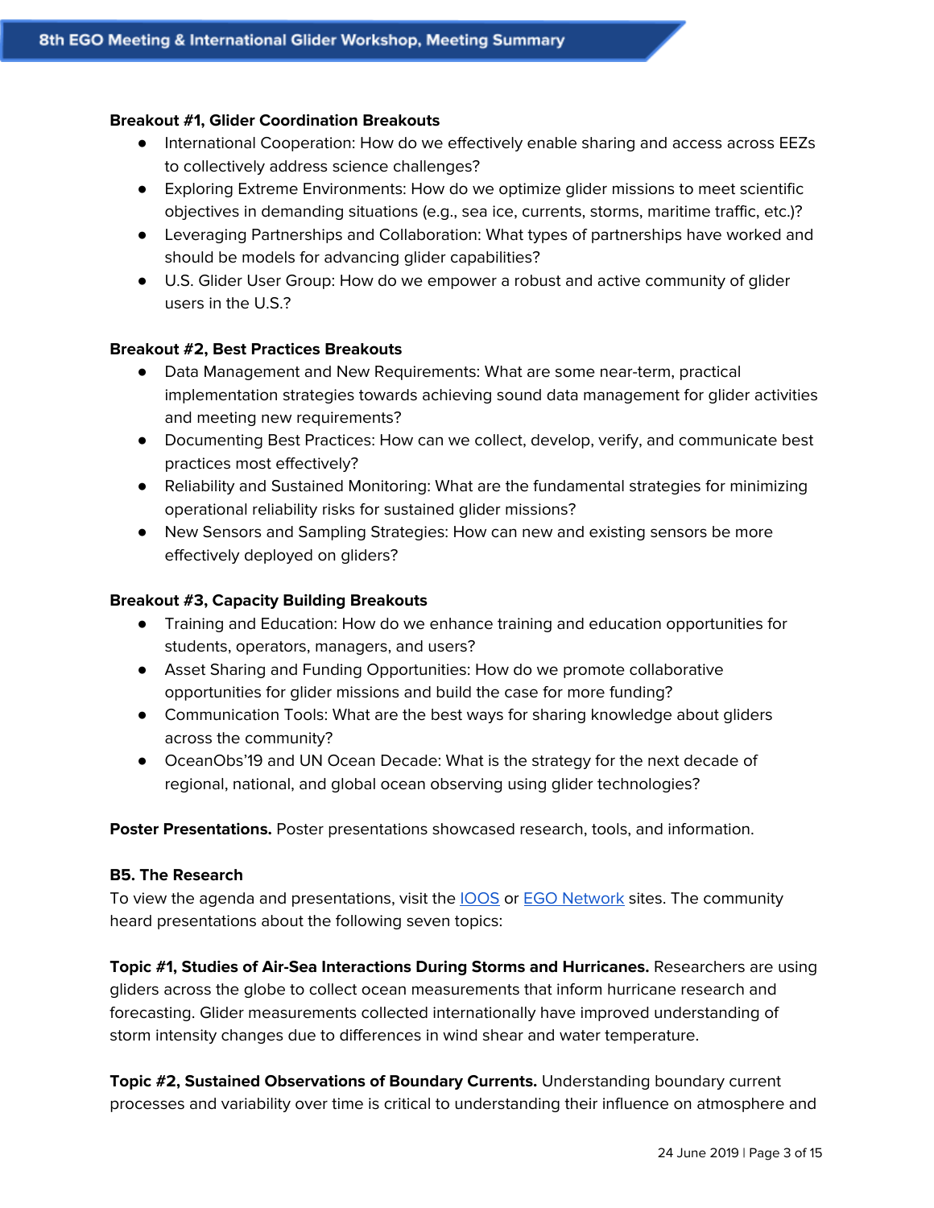**Breakout #1, Glider Coordination Breakouts**

- International Cooperation: How do we effectively enable sharing and access across EEZs to collectively address science challenges?
- Exploring Extreme Environments: How do we optimize glider missions to meet scientific objectives in demanding situations (e.g., sea ice, currents, storms, maritime traffic, etc.)?
- Leveraging Partnerships and Collaboration: What types of partnerships have worked and should be models for advancing glider capabilities?
- U.S. Glider User Group: How do we empower a robust and active community of glider users in the U.S.?

**Breakout #2, Best Practices Breakouts**

- Data Management and New Requirements: What are some near-term, practical implementation strategies towards achieving sound data management for glider activities and meeting new requirements?
- Documenting Best Practices: How can we collect, develop, verify, and communicate best practices most effectively?
- Reliability and Sustained Monitoring: What are the fundamental strategies for minimizing operational reliability risks for sustained glider missions?
- New Sensors and Sampling Strategies: How can new and existing sensors be more effectively deployed on gliders?

**Breakout #3, Capacity Building Breakouts**

- Training and Education: How do we enhance training and education opportunities for students, operators, managers, and users?
- Asset Sharing and Funding Opportunities: How do we promote collaborative opportunities for glider missions and build the case for more funding?
- Communication Tools: What are the best ways for sharing knowledge about gliders across the community?
- OceanObs'19 and UN Ocean Decade: What is the strategy for the next decade of regional, national, and global ocean observing using glider technologies?

**Poster Presentations.** Poster presentations showcased research, tools, and information.

### B5. The Research

To view the agenda and presentations, visit the [IOOS]() or [EGO Network]() sites. The community heard presentations about the following seven topics:

**Topic #1, Studies of Air-Sea Interactions During Storms and Hurricanes.** Researchers are using gliders across the globe to collect ocean measurements that inform hurricane research and forecasting. Glider measurements collected internationally have improved understanding of storm intensity changes due to differences in wind shear and water temperature.

**Topic #2, Sustained Observations of Boundary Currents.** Understanding boundary current processes and variability over time is critical to understanding their influence on atmosphere and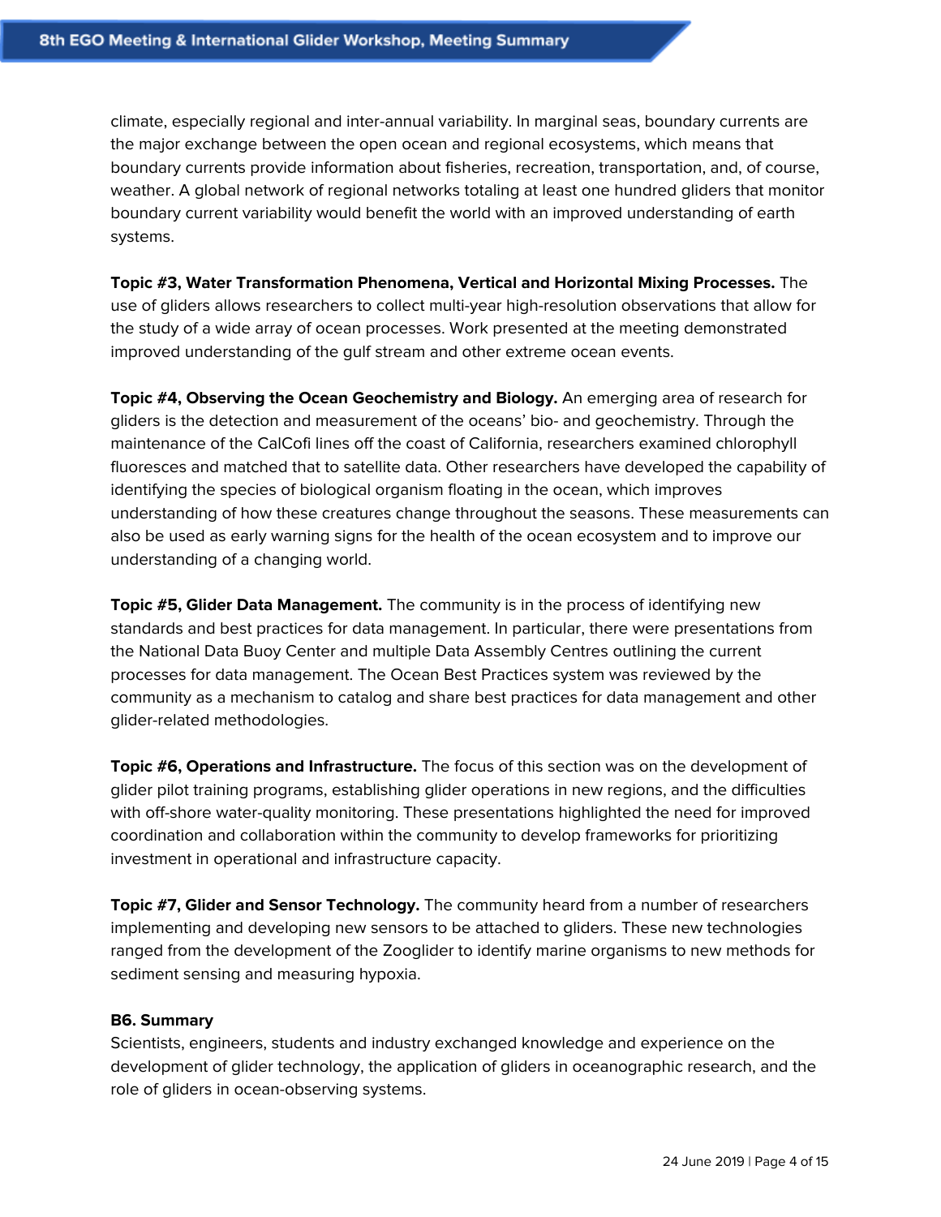climate, especially regional and inter-annual variability. In marginal seas, boundary currents are the major exchange between the open ocean and regional ecosystems, which means that boundary currents provide information about fisheries, recreation, transportation, and, of course, weather. A global network of regional networks totaling at least one hundred gliders that monitor boundary current variability would benefit the world with an improved understanding of earth systems.

**Topic #3, Water Transformation Phenomena, Vertical and Horizontal Mixing Processes.** The use of gliders allows researchers to collect multi-year high-resolution observations that allow for the study of a wide array of ocean processes. Work presented at the meeting demonstrated improved understanding of the gulf stream and other extreme ocean events.

**Topic #4, Observing the Ocean Geochemistry and Biology.** An emerging area of research for gliders is the detection and measurement of the oceans' bio- and geochemistry. Through the maintenance of the CalCofi lines off the coast of California, researchers examined chlorophyll fluoresces and matched that to satellite data. Other researchers have developed the capability of identifying the species of biological organism floating in the ocean, which improves understanding of how these creatures change throughout the seasons. These measurements can also be used as early warning signs for the health of the ocean ecosystem and to improve our understanding of a changing world.

**Topic #5, Glider Data Management.** The community is in the process of identifying new standards and best practices for data management. In particular, there were presentations from the National Data Buoy Center and multiple Data Assembly Centres outlining the current processes for data management. The Ocean Best Practices system was reviewed by the community as a mechanism to catalog and share best practices for data management and other glider-related methodologies.

**Topic #6, Operations and Infrastructure.** The focus of this section was on the development of glider pilot training programs, establishing glider operations in new regions, and the difficulties with off-shore water-quality monitoring. These presentations highlighted the need for improved coordination and collaboration within the community to develop frameworks for prioritizing investment in operational and infrastructure capacity.

**Topic #7, Glider and Sensor Technology.** The community heard from a number of researchers implementing and developing new sensors to be attached to gliders. These new technologies ranged from the development of the Zooglider to identify marine organisms to new methods for sediment sensing and measuring hypoxia.

### B6. Summary

Scientists, engineers, students and industry exchanged knowledge and experience on the development of glider technology, the application of gliders in oceanographic research, and the role of gliders in ocean-observing systems.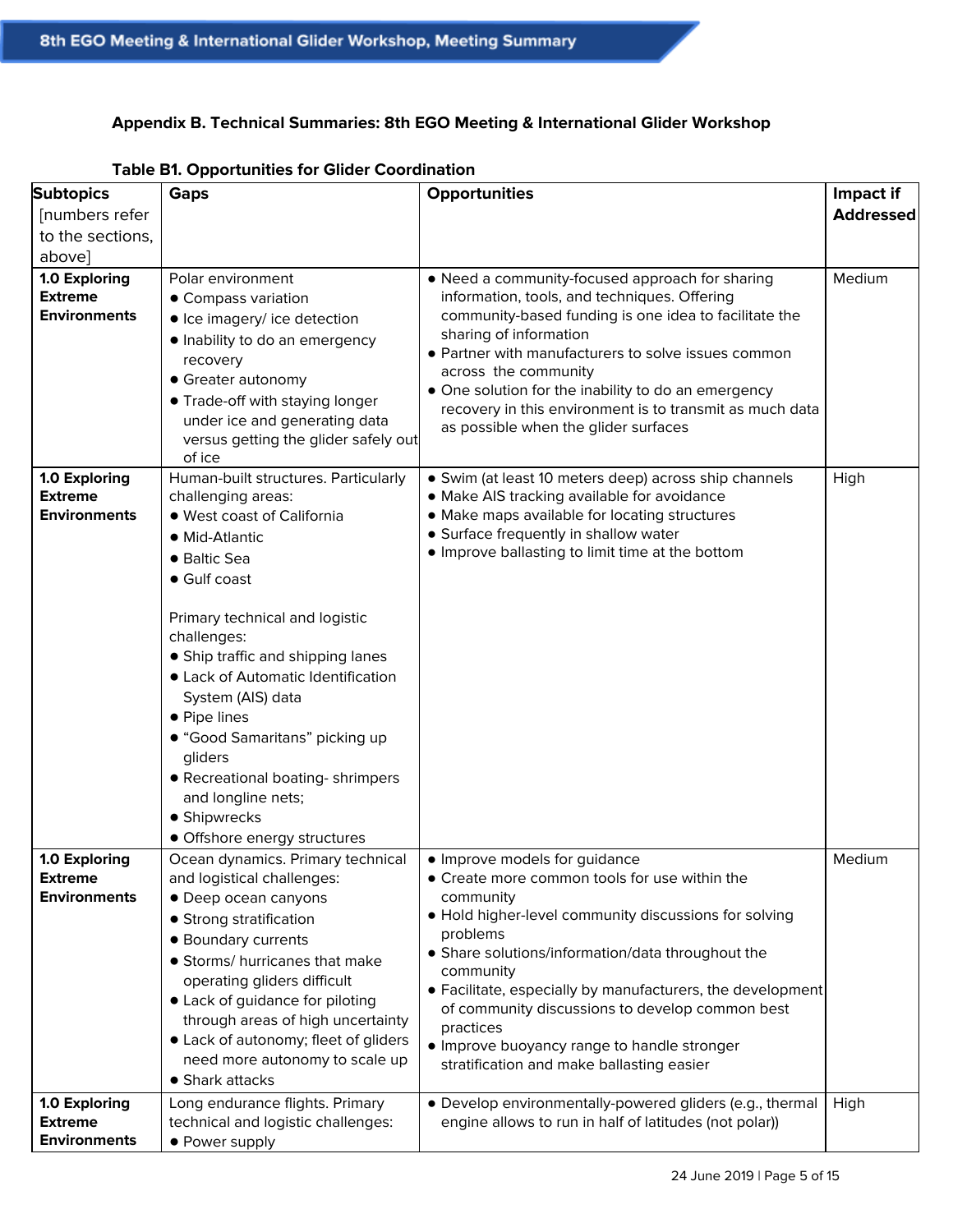### Appendix B. Technical Summaries: 8th EGO Meeting & International Glider Workshop

**Table B1. Opportunities for Glider Coordination**

| **Subtopics** [numbers refer to the sections, above] | **Gaps** | **Opportunities** | **Impact if Addressed** |
|---|---|---|---|
| **1.0 Exploring Extreme Environments** | Polar environment<br>• Compass variation<br>• Ice imagery/ ice detection<br>• Inability to do an emergency recovery<br>• Greater autonomy<br>• Trade-off with staying longer under ice and generating data versus getting the glider safely out of ice | • Need a community-focused approach for sharing information, tools, and techniques. Offering community-based funding is one idea to facilitate the sharing of information<br>• Partner with manufacturers to solve issues common across the community<br>• One solution for the inability to do an emergency recovery in this environment is to transmit as much data as possible when the glider surfaces | Medium |
| **1.0 Exploring Extreme Environments** | Human-built structures. Particularly challenging areas:<br>• West coast of California<br>• Mid-Atlantic<br>• Baltic Sea<br>• Gulf coast<br><br>Primary technical and logistic challenges:<br>• Ship traffic and shipping lanes<br>• Lack of Automatic Identification System (AIS) data<br>• Pipe lines<br>• "Good Samaritans" picking up gliders<br>• Recreational boating- shrimpers and longline nets;<br>• Shipwrecks<br>• Offshore energy structures | • Swim (at least 10 meters deep) across ship channels<br>• Make AIS tracking available for avoidance<br>• Make maps available for locating structures<br>• Surface frequently in shallow water<br>• Improve ballasting to limit time at the bottom | High |
| **1.0 Exploring Extreme Environments** | Ocean dynamics. Primary technical and logistical challenges:<br>• Deep ocean canyons<br>• Strong stratification<br>• Boundary currents<br>• Storms/ hurricanes that make operating gliders difficult<br>• Lack of guidance for piloting through areas of high uncertainty<br>• Lack of autonomy; fleet of gliders need more autonomy to scale up<br>• Shark attacks | • Improve models for guidance<br>• Create more common tools for use within the community<br>• Hold higher-level community discussions for solving problems<br>• Share solutions/information/data throughout the community<br>• Facilitate, especially by manufacturers, the development of community discussions to develop common best practices<br>• Improve buoyancy range to handle stronger stratification and make ballasting easier | Medium |
| **1.0 Exploring Extreme Environments** | Long endurance flights. Primary technical and logistic challenges:<br>• Power supply | • Develop environmentally-powered gliders (e.g., thermal engine allows to run in half of latitudes (not polar)) | High |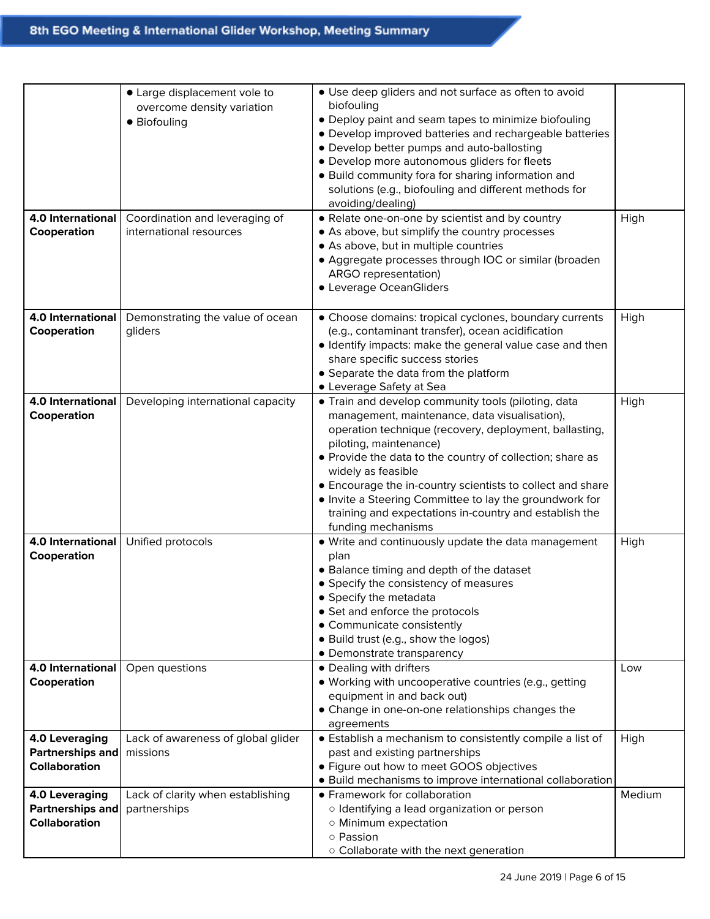| | | | |
|---|---|---|---|
| | • Large displacement vole to overcome density variation<br>• Biofouling | • Use deep gliders and not surface as often to avoid biofouling<br>• Deploy paint and seam tapes to minimize biofouling<br>• Develop improved batteries and rechargeable batteries<br>• Develop better pumps and auto-ballosting<br>• Develop more autonomous gliders for fleets<br>• Build community fora for sharing information and solutions (e.g., biofouling and different methods for avoiding/dealing) | |
| **4.0 International Cooperation** | Coordination and leveraging of international resources | • Relate one-on-one by scientist and by country<br>• As above, but simplify the country processes<br>• As above, but in multiple countries<br>• Aggregate processes through IOC or similar (broaden ARGO representation)<br>• Leverage OceanGliders | High |
| **4.0 International Cooperation** | Demonstrating the value of ocean gliders | • Choose domains: tropical cyclones, boundary currents (e.g., contaminant transfer), ocean acidification<br>• Identify impacts: make the general value case and then share specific success stories<br>• Separate the data from the platform<br>• Leverage Safety at Sea | High |
| **4.0 International Cooperation** | Developing international capacity | • Train and develop community tools (piloting, data management, maintenance, data visualisation), operation technique (recovery, deployment, ballasting, piloting, maintenance)<br>• Provide the data to the country of collection; share as widely as feasible<br>• Encourage the in-country scientists to collect and share<br>• Invite a Steering Committee to lay the groundwork for training and expectations in-country and establish the funding mechanisms | High |
| **4.0 International Cooperation** | Unified protocols | • Write and continuously update the data management plan<br>• Balance timing and depth of the dataset<br>• Specify the consistency of measures<br>• Specify the metadata<br>• Set and enforce the protocols<br>• Communicate consistently<br>• Build trust (e.g., show the logos)<br>• Demonstrate transparency | High |
| **4.0 International Cooperation** | Open questions | • Dealing with drifters<br>• Working with uncooperative countries (e.g., getting equipment in and back out)<br>• Change in one-on-one relationships changes the agreements | Low |
| **4.0 Leveraging Partnerships and Collaboration** | Lack of awareness of global glider missions | • Establish a mechanism to consistently compile a list of past and existing partnerships<br>• Figure out how to meet GOOS objectives<br>• Build mechanisms to improve international collaboration | High |
| **4.0 Leveraging Partnerships and Collaboration** | Lack of clarity when establishing partnerships | • Framework for collaboration<br>&nbsp;&nbsp;○ Identifying a lead organization or person<br>&nbsp;&nbsp;○ Minimum expectation<br>&nbsp;&nbsp;○ Passion<br>&nbsp;&nbsp;○ Collaborate with the next generation | Medium |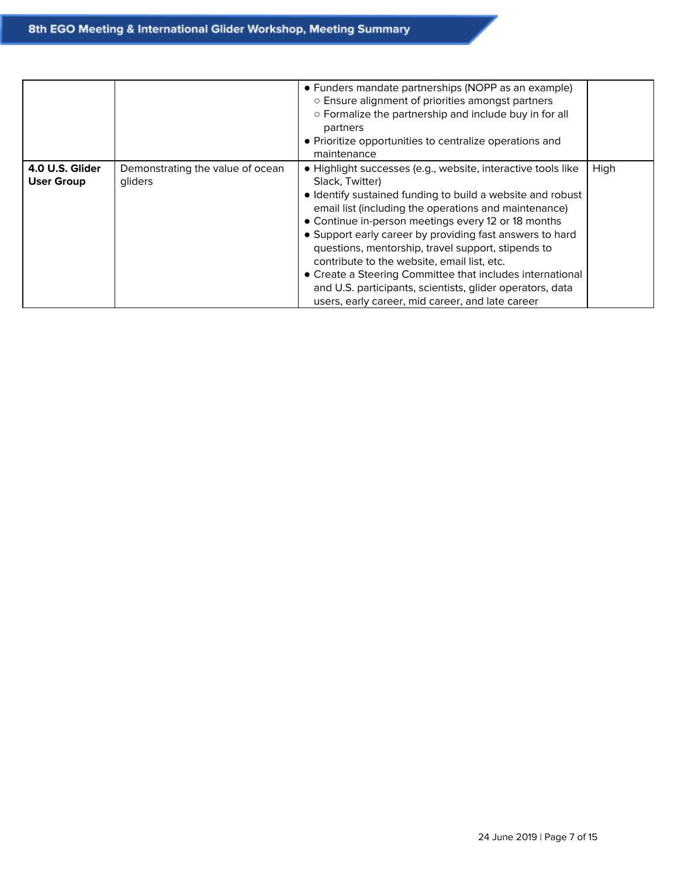| | | | |
|---|---|---|---|
| | | • Funders mandate partnerships (NOPP as an example)<br>○ Ensure alignment of priorities amongst partners<br>○ Formalize the partnership and include buy in for all partners<br>• Prioritize opportunities to centralize operations and maintenance | |
| **4.0 U.S. Glider User Group** | Demonstrating the value of ocean gliders | • Highlight successes (e.g., website, interactive tools like Slack, Twitter)<br>• Identify sustained funding to build a website and robust email list (including the operations and maintenance)<br>• Continue in-person meetings every 12 or 18 months<br>• Support early career by providing fast answers to hard questions, mentorship, travel support, stipends to contribute to the website, email list, etc.<br>• Create a Steering Committee that includes international and U.S. participants, scientists, glider operators, data users, early career, mid career, and late career | High |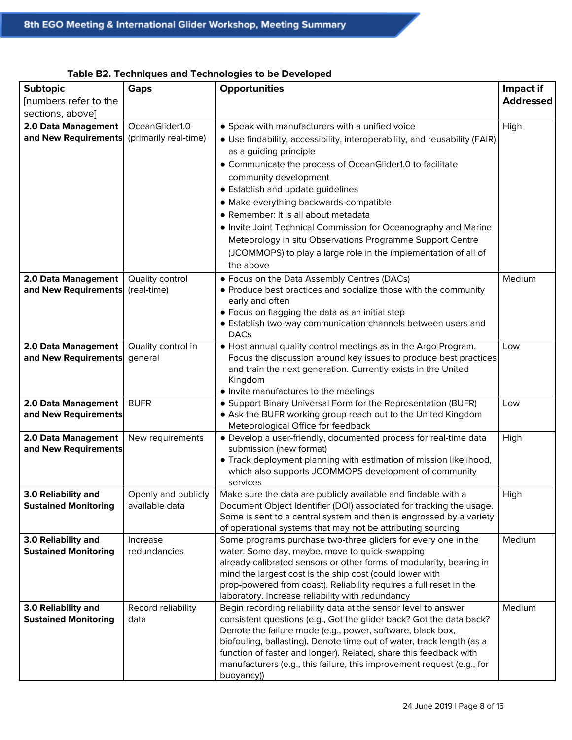**Table B2. Techniques and Technologies to be Developed**

| **Subtopic** [numbers refer to the sections, above] | **Gaps** | **Opportunities** | **Impact if Addressed** |
|---|---|---|---|
| **2.0 Data Management and New Requirements** | OceanGlider1.0 (primarily real-time) | • Speak with manufacturers with a unified voice<br>• Use findability, accessibility, interoperability, and reusability (FAIR) as a guiding principle<br>• Communicate the process of OceanGlider1.0 to facilitate community development<br>• Establish and update guidelines<br>• Make everything backwards-compatible<br>• Remember: It is all about metadata<br>• Invite Joint Technical Commission for Oceanography and Marine Meteorology in situ Observations Programme Support Centre (JCOMMOPS) to play a large role in the implementation of all of the above | High |
| **2.0 Data Management and New Requirements** | Quality control (real-time) | • Focus on the Data Assembly Centres (DACs)<br>• Produce best practices and socialize those with the community early and often<br>• Focus on flagging the data as an initial step<br>• Establish two-way communication channels between users and DACs | Medium |
| **2.0 Data Management and New Requirements** | Quality control in general | • Host annual quality control meetings as in the Argo Program. Focus the discussion around key issues to produce best practices and train the next generation. Currently exists in the United Kingdom<br>• Invite manufactures to the meetings | Low |
| **2.0 Data Management and New Requirements** | BUFR | • Support Binary Universal Form for the Representation (BUFR)<br>• Ask the BUFR working group reach out to the United Kingdom Meteorological Office for feedback | Low |
| **2.0 Data Management and New Requirements** | New requirements | • Develop a user-friendly, documented process for real-time data submission (new format)<br>• Track deployment planning with estimation of mission likelihood, which also supports JCOMMOPS development of community services | High |
| **3.0 Reliability and Sustained Monitoring** | Openly and publicly available data | Make sure the data are publicly available and findable with a Document Object Identifier (DOI) associated for tracking the usage. Some is sent to a central system and then is engrossed by a variety of operational systems that may not be attributing sourcing | High |
| **3.0 Reliability and Sustained Monitoring** | Increase redundancies | Some programs purchase two-three gliders for every one in the water. Some day, maybe, move to quick-swapping already-calibrated sensors or other forms of modularity, bearing in mind the largest cost is the ship cost (could lower with prop-powered from coast). Reliability requires a full reset in the laboratory. Increase reliability with redundancy | Medium |
| **3.0 Reliability and Sustained Monitoring** | Record reliability data | Begin recording reliability data at the sensor level to answer consistent questions (e.g., Got the glider back? Got the data back? Denote the failure mode (e.g., power, software, black box, biofouling, ballasting). Denote time out of water, track length (as a function of faster and longer). Related, share this feedback with manufacturers (e.g., this failure, this improvement request (e.g., for buoyancy)) | Medium |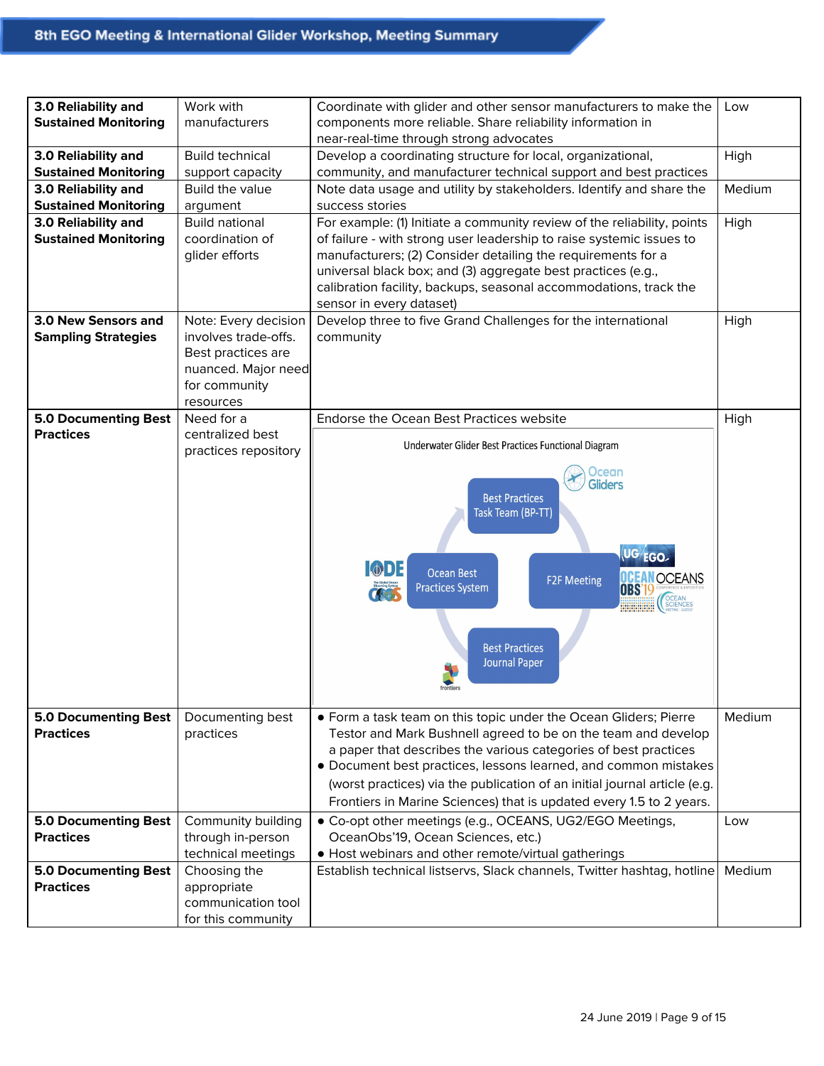| 3.0 Reliability and Sustained Monitoring | Work with manufacturers | Coordinate with glider and other sensor manufacturers to make the components more reliable. Share reliability information in near-real-time through strong advocates | Low |
|---|---|---|---|
| **3.0 Reliability and Sustained Monitoring** | Build technical support capacity | Develop a coordinating structure for local, organizational, community, and manufacturer technical support and best practices | High |
| **3.0 Reliability and Sustained Monitoring** | Build the value argument | Note data usage and utility by stakeholders. Identify and share the success stories | Medium |
| **3.0 Reliability and Sustained Monitoring** | Build national coordination of glider efforts | For example: (1) Initiate a community review of the reliability, points of failure - with strong user leadership to raise systemic issues to manufacturers; (2) Consider detailing the requirements for a universal black box; and (3) aggregate best practices (e.g., calibration facility, backups, seasonal accommodations, track the sensor in every dataset) | High |
| **3.0 New Sensors and Sampling Strategies** | Note: Every decision involves trade-offs. Best practices are nuanced. Major need for community resources | Develop three to five Grand Challenges for the international community | High |
| **5.0 Documenting Best Practices** | Need for a centralized best practices repository | Endorse the Ocean Best Practices website<br>Underwater Glider Best Practices Functional Diagram<br>Best Practices Task Team (BP-TT) → F2F Meeting → Best Practices Journal Paper → Ocean Best Practices System | High |
| **5.0 Documenting Best Practices** | Documenting best practices | • Form a task team on this topic under the Ocean Gliders; Pierre Testor and Mark Bushnell agreed to be on the team and develop a paper that describes the various categories of best practices<br>• Document best practices, lessons learned, and common mistakes (worst practices) via the publication of an initial journal article (e.g. Frontiers in Marine Sciences) that is updated every 1.5 to 2 years. | Medium |
| **5.0 Documenting Best Practices** | Community building through in-person technical meetings | • Co-opt other meetings (e.g., OCEANS, UG2/EGO Meetings, OceanObs'19, Ocean Sciences, etc.)<br>• Host webinars and other remote/virtual gatherings | Low |
| **5.0 Documenting Best Practices** | Choosing the appropriate communication tool for this community | Establish technical listservs, Slack channels, Twitter hashtag, hotline | Medium |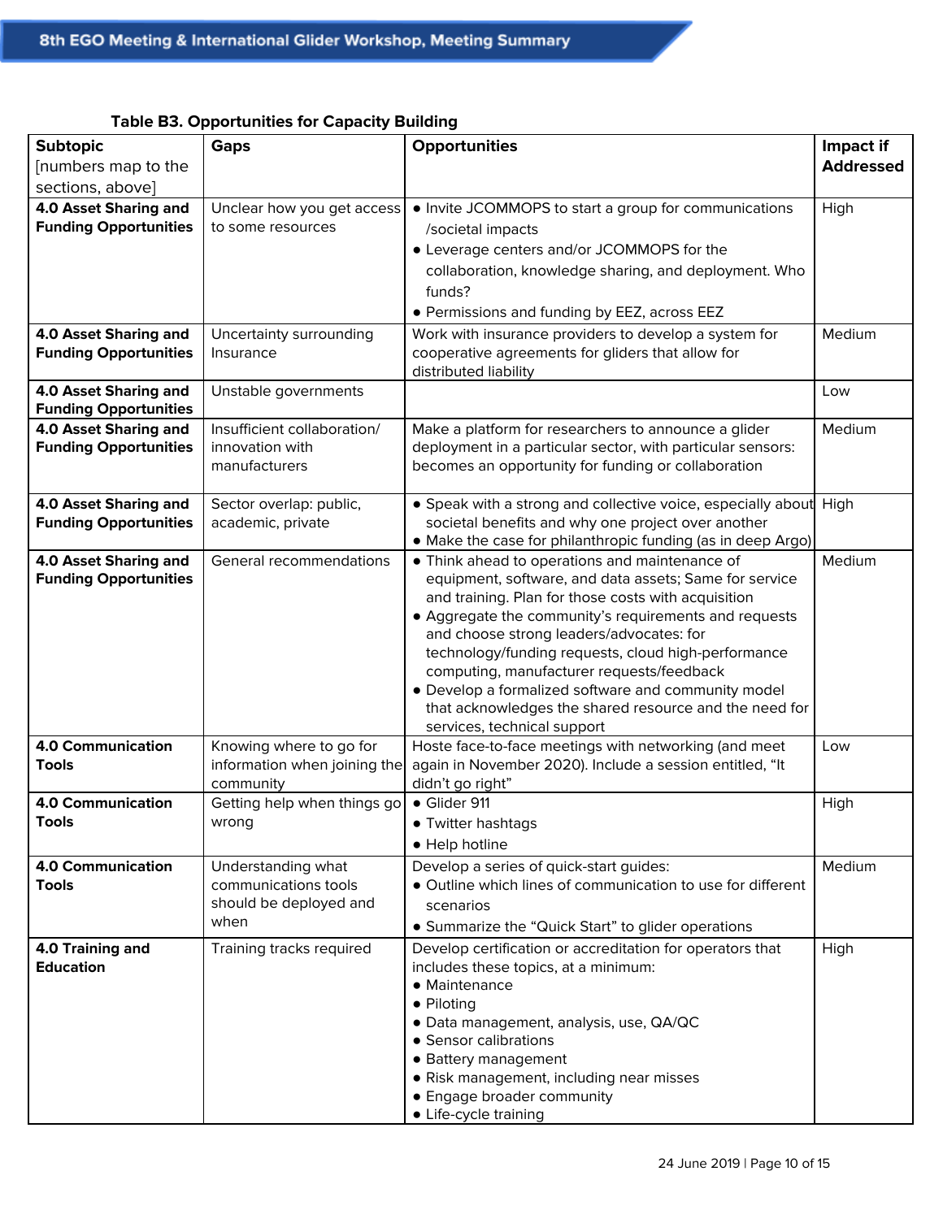**Table B3. Opportunities for Capacity Building**

| Subtopic [numbers map to the sections, above] | Gaps | Opportunities | Impact if Addressed |
|---|---|---|---|
| **4.0 Asset Sharing and Funding Opportunities** | Unclear how you get access to some resources | • Invite JCOMMOPS to start a group for communications /societal impacts<br>• Leverage centers and/or JCOMMOPS for the collaboration, knowledge sharing, and deployment. Who funds?<br>• Permissions and funding by EEZ, across EEZ | High |
| **4.0 Asset Sharing and Funding Opportunities** | Uncertainty surrounding Insurance | Work with insurance providers to develop a system for cooperative agreements for gliders that allow for distributed liability | Medium |
| **4.0 Asset Sharing and Funding Opportunities** | Unstable governments | | Low |
| **4.0 Asset Sharing and Funding Opportunities** | Insufficient collaboration/ innovation with manufacturers | Make a platform for researchers to announce a glider deployment in a particular sector, with particular sensors: becomes an opportunity for funding or collaboration | Medium |
| **4.0 Asset Sharing and Funding Opportunities** | Sector overlap: public, academic, private | • Speak with a strong and collective voice, especially about societal benefits and why one project over another<br>• Make the case for philanthropic funding (as in deep Argo) | High |
| **4.0 Asset Sharing and Funding Opportunities** | General recommendations | • Think ahead to operations and maintenance of equipment, software, and data assets; Same for service and training. Plan for those costs with acquisition<br>• Aggregate the community's requirements and requests and choose strong leaders/advocates: for technology/funding requests, cloud high-performance computing, manufacturer requests/feedback<br>• Develop a formalized software and community model that acknowledges the shared resource and the need for services, technical support | Medium |
| **4.0 Communication Tools** | Knowing where to go for information when joining the community | Hoste face-to-face meetings with networking (and meet again in November 2020). Include a session entitled, "It didn't go right" | Low |
| **4.0 Communication Tools** | Getting help when things go wrong | • Glider 911<br>• Twitter hashtags<br>• Help hotline | High |
| **4.0 Communication Tools** | Understanding what communications tools should be deployed and when | Develop a series of quick-start guides:<br>• Outline which lines of communication to use for different scenarios<br>• Summarize the "Quick Start" to glider operations | Medium |
| **4.0 Training and Education** | Training tracks required | Develop certification or accreditation for operators that includes these topics, at a minimum:<br>• Maintenance<br>• Piloting<br>• Data management, analysis, use, QA/QC<br>• Sensor calibrations<br>• Battery management<br>• Risk management, including near misses<br>• Engage broader community<br>• Life-cycle training | High |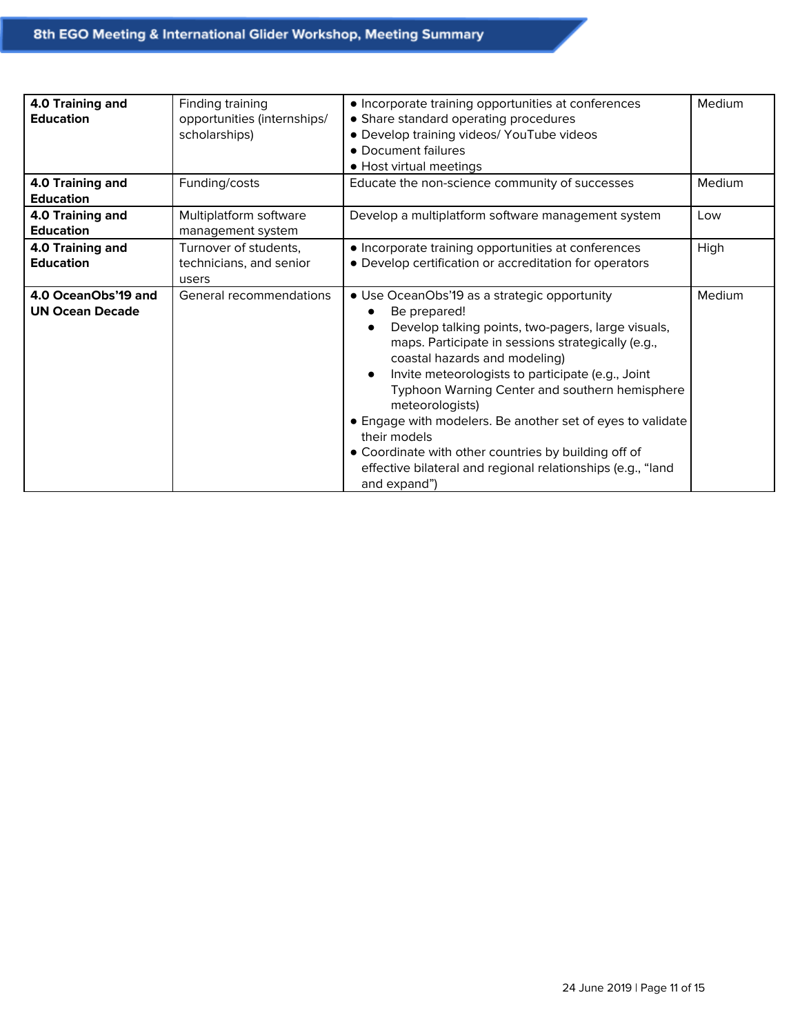| | | | |
|---|---|---|---|
| **4.0 Training and Education** | Finding training opportunities (internships/ scholarships) | • Incorporate training opportunities at conferences<br>• Share standard operating procedures<br>• Develop training videos/ YouTube videos<br>• Document failures<br>• Host virtual meetings | Medium |
| **4.0 Training and Education** | Funding/costs | Educate the non-science community of successes | Medium |
| **4.0 Training and Education** | Multiplatform software management system | Develop a multiplatform software management system | Low |
| **4.0 Training and Education** | Turnover of students, technicians, and senior users | • Incorporate training opportunities at conferences<br>• Develop certification or accreditation for operators | High |
| **4.0 OceanObs'19 and UN Ocean Decade** | General recommendations | • Use OceanObs'19 as a strategic opportunity<br>  ● Be prepared!<br>  ● Develop talking points, two-pagers, large visuals, maps. Participate in sessions strategically (e.g., coastal hazards and modeling)<br>  ● Invite meteorologists to participate (e.g., Joint Typhoon Warning Center and southern hemisphere meteorologists)<br>• Engage with modelers. Be another set of eyes to validate their models<br>• Coordinate with other countries by building off of effective bilateral and regional relationships (e.g., "land and expand") | Medium |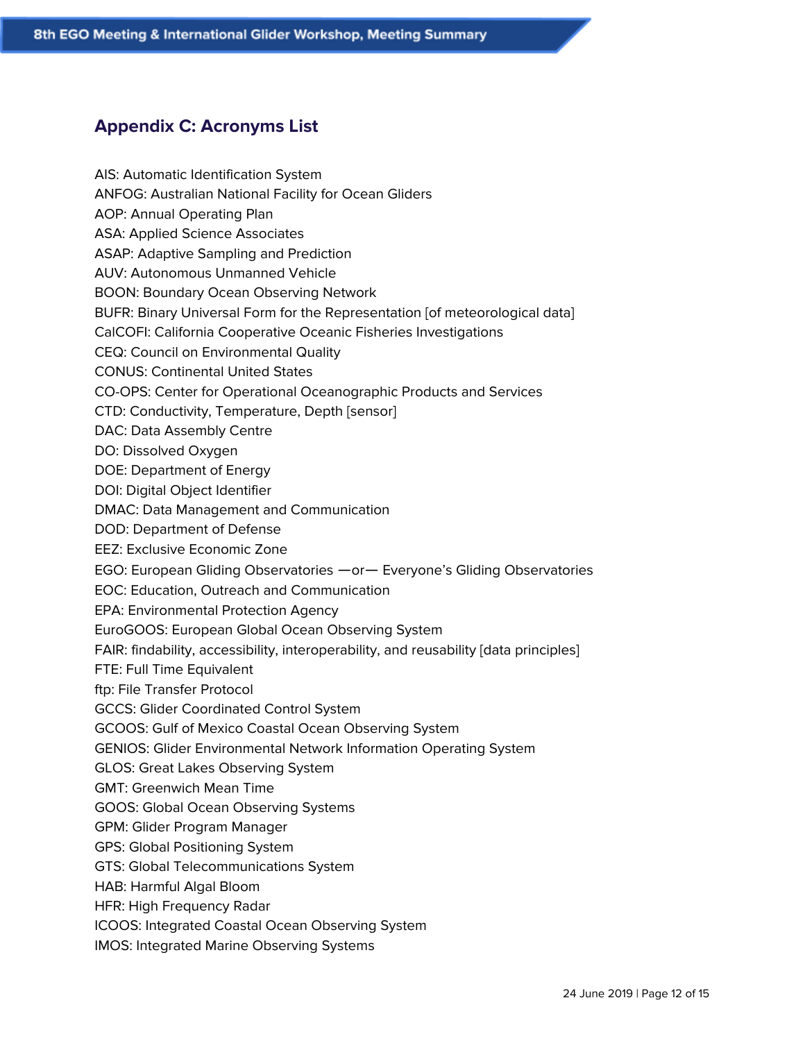## Appendix C: Acronyms List

AIS: Automatic Identification System
ANFOG: Australian National Facility for Ocean Gliders
AOP: Annual Operating Plan
ASA: Applied Science Associates
ASAP: Adaptive Sampling and Prediction
AUV: Autonomous Unmanned Vehicle
BOON: Boundary Ocean Observing Network
BUFR: Binary Universal Form for the Representation [of meteorological data]
CalCOFI: California Cooperative Oceanic Fisheries Investigations
CEQ: Council on Environmental Quality
CONUS: Continental United States
CO-OPS: Center for Operational Oceanographic Products and Services
CTD: Conductivity, Temperature, Depth [sensor]
DAC: Data Assembly Centre
DO: Dissolved Oxygen
DOE: Department of Energy
DOI: Digital Object Identifier
DMAC: Data Management and Communication
DOD: Department of Defense
EEZ: Exclusive Economic Zone
EGO: European Gliding Observatories —or— Everyone's Gliding Observatories
EOC: Education, Outreach and Communication
EPA: Environmental Protection Agency
EuroGOOS: European Global Ocean Observing System
FAIR: findability, accessibility, interoperability, and reusability [data principles]
FTE: Full Time Equivalent
ftp: File Transfer Protocol
GCCS: Glider Coordinated Control System
GCOOS: Gulf of Mexico Coastal Ocean Observing System
GENIOS: Glider Environmental Network Information Operating System
GLOS: Great Lakes Observing System
GMT: Greenwich Mean Time
GOOS: Global Ocean Observing Systems
GPM: Glider Program Manager
GPS: Global Positioning System
GTS: Global Telecommunications System
HAB: Harmful Algal Bloom
HFR: High Frequency Radar
ICOOS: Integrated Coastal Ocean Observing System
IMOS: Integrated Marine Observing Systems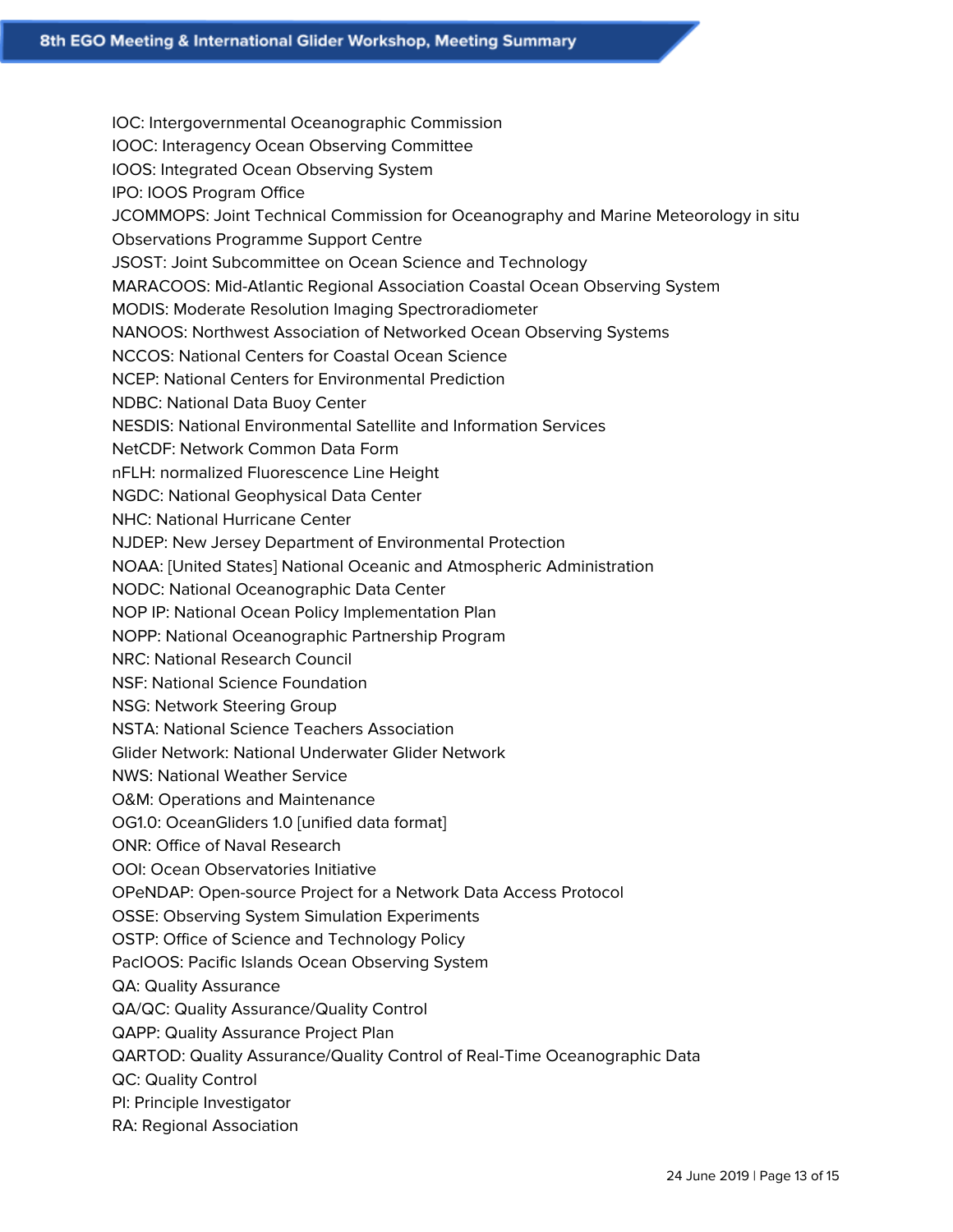IOC: Intergovernmental Oceanographic Commission  
IOOC: Interagency Ocean Observing Committee  
IOOS: Integrated Ocean Observing System  
IPO: IOOS Program Office  
JCOMMOPS: Joint Technical Commission for Oceanography and Marine Meteorology in situ Observations Programme Support Centre  
JSOST: Joint Subcommittee on Ocean Science and Technology  
MARACOOS: Mid-Atlantic Regional Association Coastal Ocean Observing System  
MODIS: Moderate Resolution Imaging Spectroradiometer  
NANOOS: Northwest Association of Networked Ocean Observing Systems  
NCCOS: National Centers for Coastal Ocean Science  
NCEP: National Centers for Environmental Prediction  
NDBC: National Data Buoy Center  
NESDIS: National Environmental Satellite and Information Services  
NetCDF: Network Common Data Form  
nFLH: normalized Fluorescence Line Height  
NGDC: National Geophysical Data Center  
NHC: National Hurricane Center  
NJDEP: New Jersey Department of Environmental Protection  
NOAA: [United States] National Oceanic and Atmospheric Administration  
NODC: National Oceanographic Data Center  
NOP IP: National Ocean Policy Implementation Plan  
NOPP: National Oceanographic Partnership Program  
NRC: National Research Council  
NSF: National Science Foundation  
NSG: Network Steering Group  
NSTA: National Science Teachers Association  
Glider Network: National Underwater Glider Network  
NWS: National Weather Service  
O&M: Operations and Maintenance  
OG1.0: OceanGliders 1.0 [unified data format]  
ONR: Office of Naval Research  
OOI: Ocean Observatories Initiative  
OPeNDAP: Open-source Project for a Network Data Access Protocol  
OSSE: Observing System Simulation Experiments  
OSTP: Office of Science and Technology Policy  
PacIOOS: Pacific Islands Ocean Observing System  
QA: Quality Assurance  
QA/QC: Quality Assurance/Quality Control  
QAPP: Quality Assurance Project Plan  
QARTOD: Quality Assurance/Quality Control of Real-Time Oceanographic Data  
QC: Quality Control  
PI: Principle Investigator  
RA: Regional Association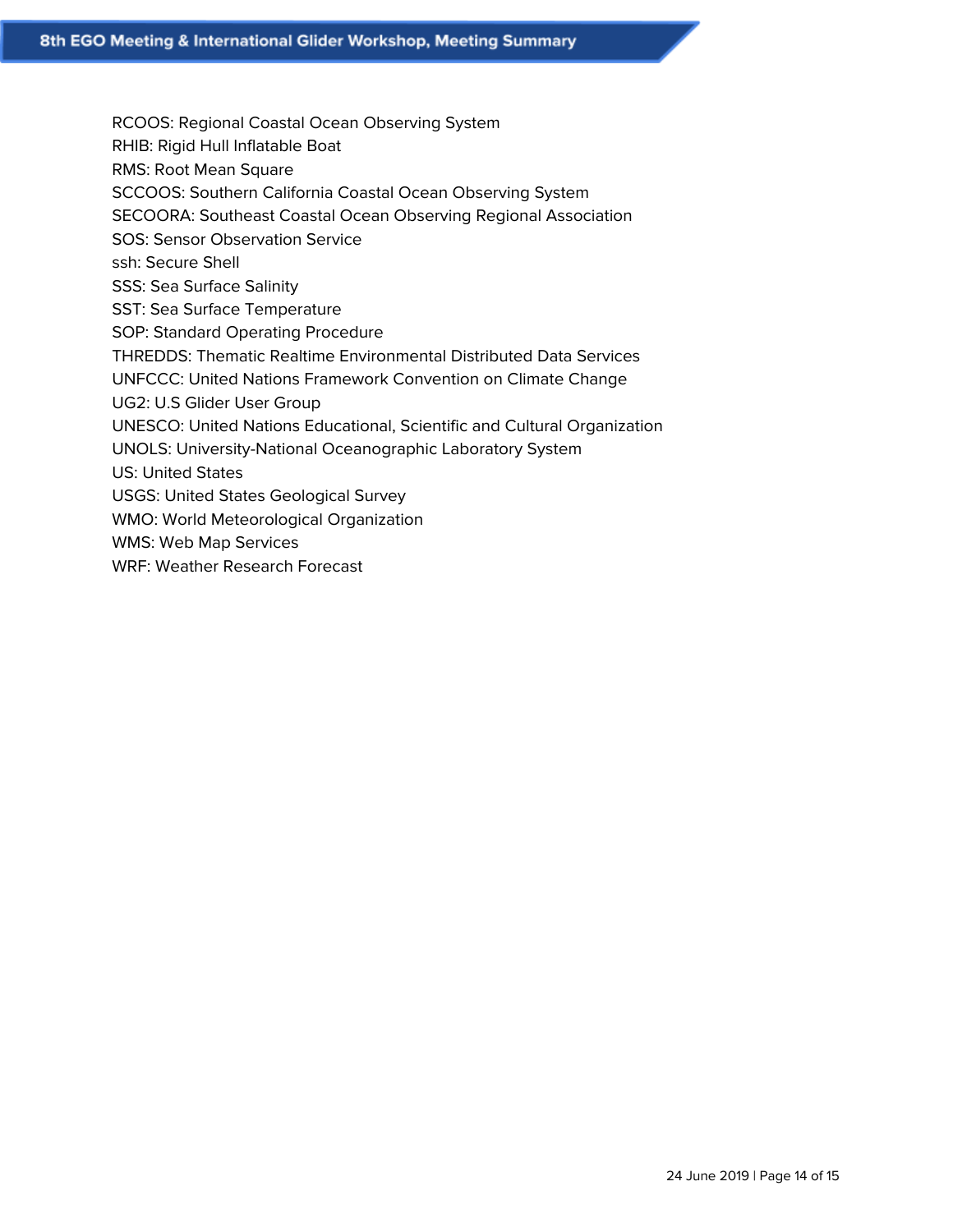RCOOS: Regional Coastal Ocean Observing System
RHIB: Rigid Hull Inflatable Boat
RMS: Root Mean Square
SCCOOS: Southern California Coastal Ocean Observing System
SECOORA: Southeast Coastal Ocean Observing Regional Association
SOS: Sensor Observation Service
ssh: Secure Shell
SSS: Sea Surface Salinity
SST: Sea Surface Temperature
SOP: Standard Operating Procedure
THREDDS: Thematic Realtime Environmental Distributed Data Services
UNFCCC: United Nations Framework Convention on Climate Change
UG2: U.S Glider User Group
UNESCO: United Nations Educational, Scientific and Cultural Organization
UNOLS: University-National Oceanographic Laboratory System
US: United States
USGS: United States Geological Survey
WMO: World Meteorological Organization
WMS: Web Map Services
WRF: Weather Research Forecast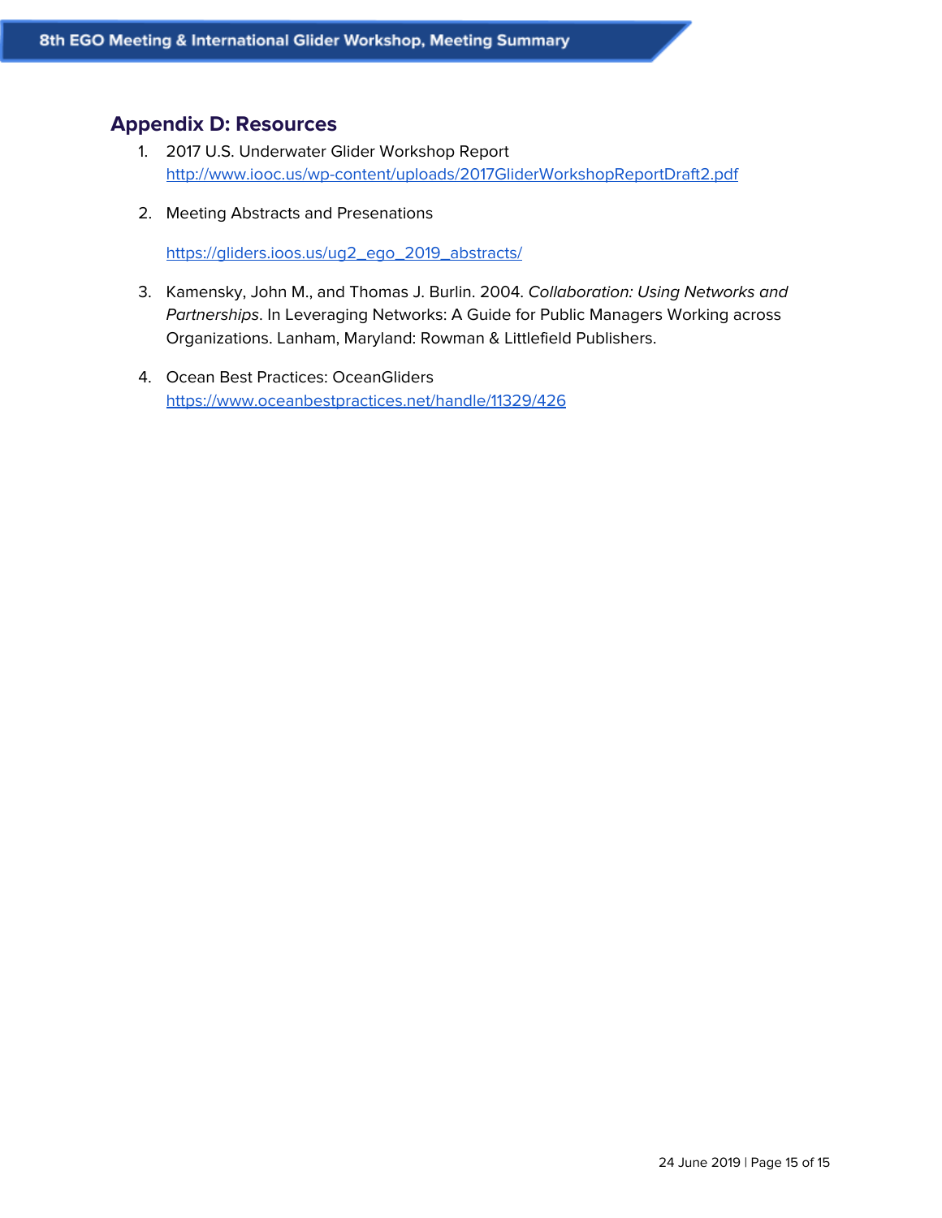## Appendix D: Resources

1. 2017 U.S. Underwater Glider Workshop Report
   http://www.iooc.us/wp-content/uploads/2017GliderWorkshopReportDraft2.pdf

2. Meeting Abstracts and Presenations

   https://gliders.ioos.us/ug2_ego_2019_abstracts/

3. Kamensky, John M., and Thomas J. Burlin. 2004. *Collaboration: Using Networks and Partnerships*. In Leveraging Networks: A Guide for Public Managers Working across Organizations. Lanham, Maryland: Rowman & Littlefield Publishers.

4. Ocean Best Practices: OceanGliders
   https://www.oceanbestpractices.net/handle/11329/426